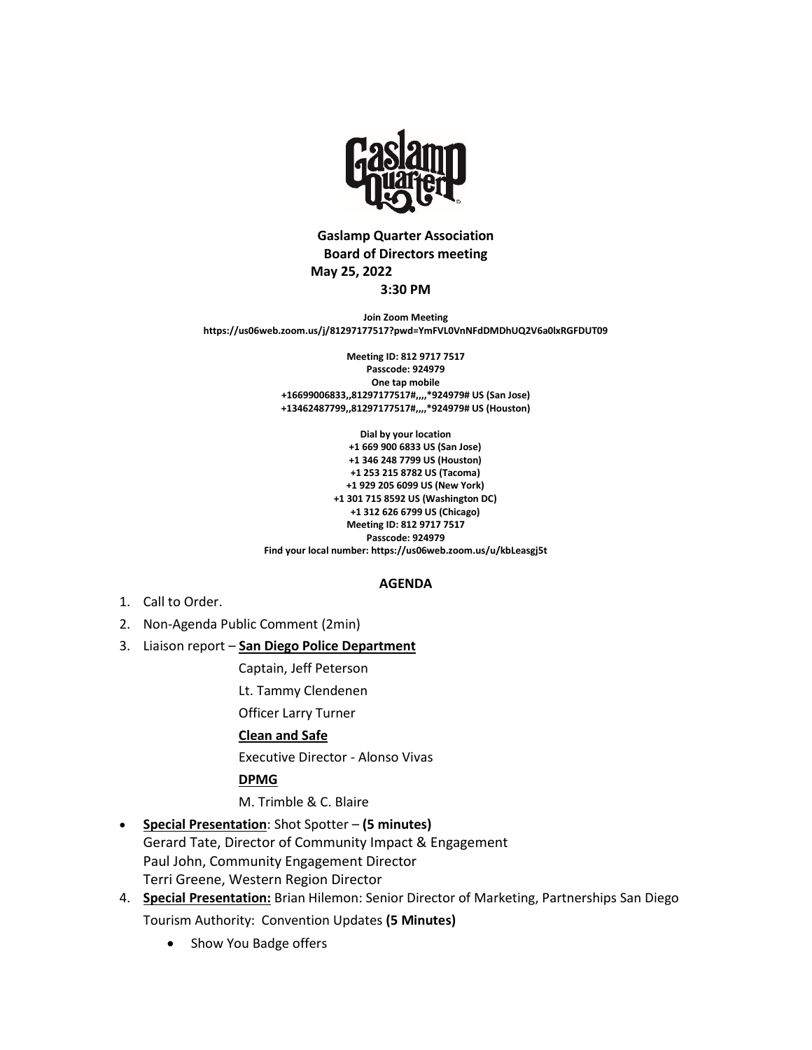**Gaslamp Quarter Association**
**Board of Directors meeting**
**May 25, 2022**
**3:30 PM**

**Join Zoom Meeting**
**https://us06web.zoom.us/j/81297177517?pwd=YmFVL0VnNFdDMDhUQ2V6a0lxRGFDUT09**

**Meeting ID: 812 9717 7517**
**Passcode: 924979**
**One tap mobile**
**+16699006833,,81297177517#,,,,*924979# US (San Jose)**
**+13462487799,,81297177517#,,,,*924979# US (Houston)**

**Dial by your location**
**+1 669 900 6833 US (San Jose)**
**+1 346 248 7799 US (Houston)**
**+1 253 215 8782 US (Tacoma)**
**+1 929 205 6099 US (New York)**
**+1 301 715 8592 US (Washington DC)**
**+1 312 626 6799 US (Chicago)**
**Meeting ID: 812 9717 7517**
**Passcode: 924979**
**Find your local number: https://us06web.zoom.us/u/kbLeasgj5t**

**AGENDA**

1. Call to Order.
2. Non-Agenda Public Comment (2min)
3. Liaison report – **San Diego Police Department**

   Captain, Jeff Peterson

   Lt. Tammy Clendenen

   Officer Larry Turner

   **Clean and Safe**

   Executive Director - Alonso Vivas

   **DPMG**

   M. Trimble & C. Blaire

- **Special Presentation**: Shot Spotter – **(5 minutes)**
  Gerard Tate, Director of Community Impact & Engagement
  Paul John, Community Engagement Director
  Terri Greene, Western Region Director

4. **Special Presentation:** Brian Hilemon: Senior Director of Marketing, Partnerships San Diego Tourism Authority: Convention Updates **(5 Minutes)**
   - Show You Badge offers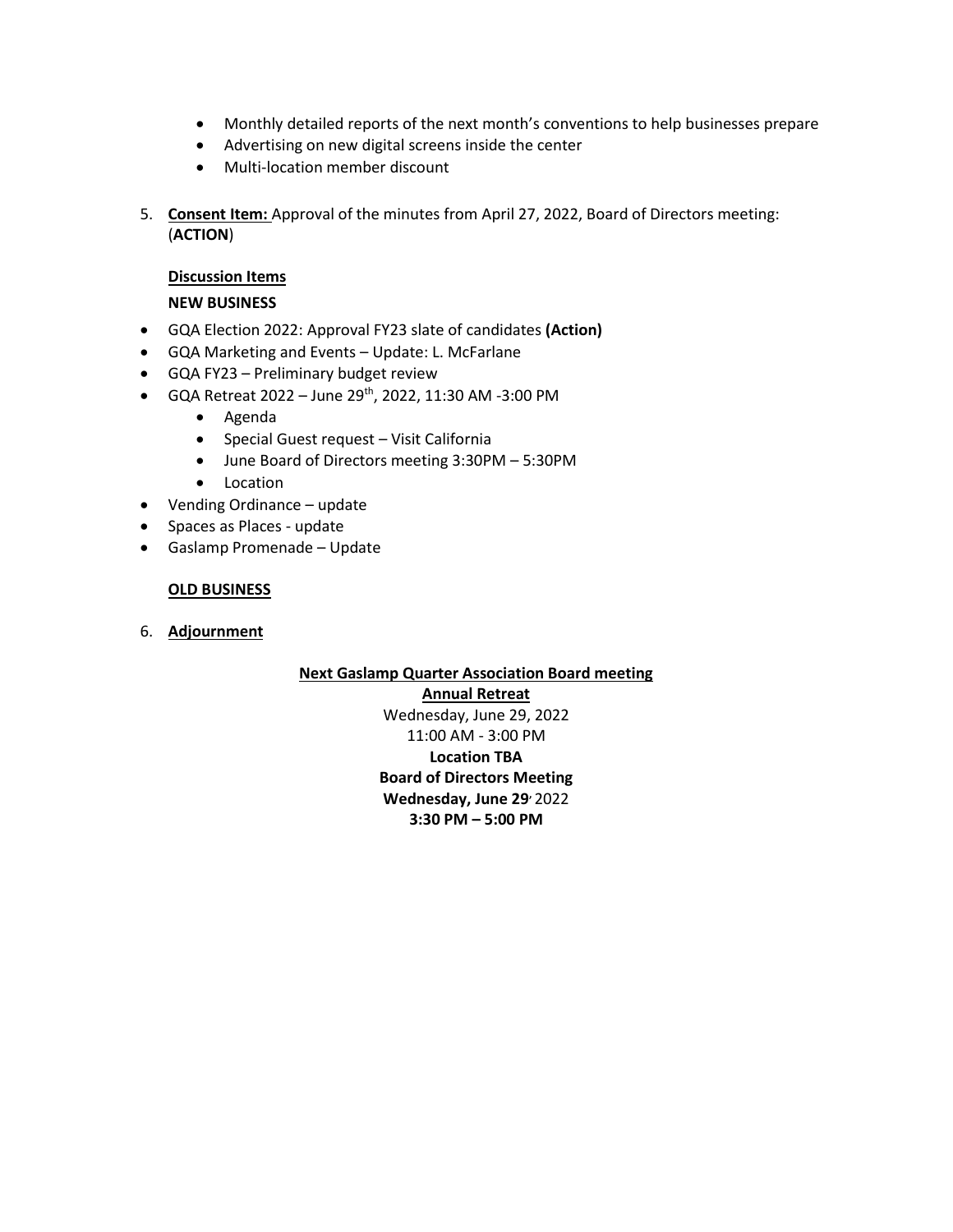- Monthly detailed reports of the next month's conventions to help businesses prepare
- Advertising on new digital screens inside the center
- Multi-location member discount

5. **Consent Item:** Approval of the minutes from April 27, 2022, Board of Directors meeting: (**ACTION**)

**Discussion Items**

**NEW BUSINESS**

- GQA Election 2022: Approval FY23 slate of candidates **(Action)**
- GQA Marketing and Events – Update: L. McFarlane
- GQA FY23 – Preliminary budget review
- GQA Retreat 2022 – June 29th, 2022, 11:30 AM -3:00 PM
  - Agenda
  - Special Guest request – Visit California
  - June Board of Directors meeting 3:30PM – 5:30PM
  - Location
- Vending Ordinance – update
- Spaces as Places - update
- Gaslamp Promenade – Update

**OLD BUSINESS**

6. **Adjournment**

**Next Gaslamp Quarter Association Board meeting**

**Annual Retreat**

Wednesday, June 29, 2022

11:00 AM - 3:00 PM

**Location TBA**

**Board of Directors Meeting**

**Wednesday, June 29**, 2022

**3:30 PM – 5:00 PM**